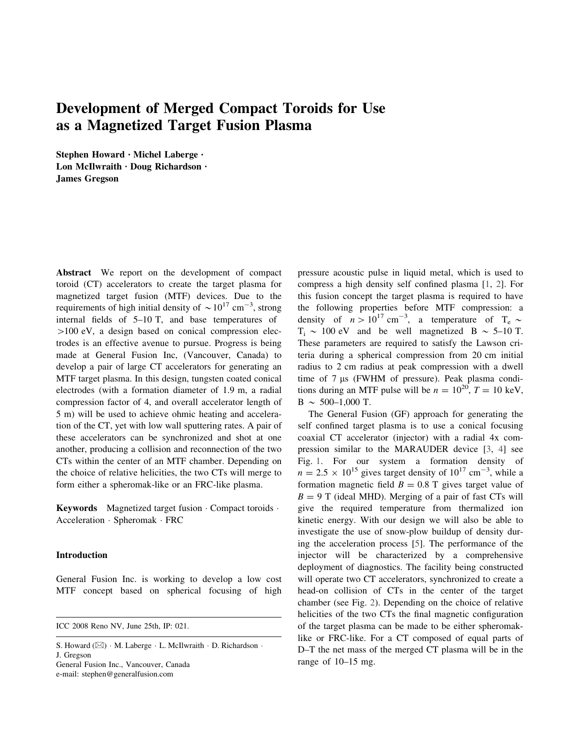# Development of Merged Compact Toroids for Use as a Magnetized Target Fusion Plasma

**Stephen Howard · Michel Laberge · Lon McIlwraith · Doug Richardson · James Gregson**

**Abstract** We report on the development of compact toroid (CT) accelerators to create the target plasma for magnetized target fusion (MTF) devices. Due to the requirements of high initial density of $\sim 10^{17}$ cm$^{-3}$, strong internal fields of 5–10 T, and base temperatures of >100 eV, a design based on conical compression electrodes is an effective avenue to pursue. Progress is being made at General Fusion Inc, (Vancouver, Canada) to develop a pair of large CT accelerators for generating an MTF target plasma. In this design, tungsten coated conical electrodes (with a formation diameter of 1.9 m, a radial compression factor of 4, and overall accelerator length of 5 m) will be used to achieve ohmic heating and acceleration of the CT, yet with low wall sputtering rates. A pair of these accelerators can be synchronized and shot at one another, producing a collision and reconnection of the two CTs within the center of an MTF chamber. Depending on the choice of relative helicities, the two CTs will merge to form either a spheromak-like or an FRC-like plasma.

**Keywords** Magnetized target fusion · Compact toroids · Acceleration · Spheromak · FRC

## Introduction

General Fusion Inc. is working to develop a low cost MTF concept based on spherical focusing of high pressure acoustic pulse in liquid metal, which is used to compress a high density self confined plasma [1, 2]. For this fusion concept the target plasma is required to have the following properties before MTF compression: a density of $n > 10^{17}$ cm$^{-3}$, a temperature of $T_e \sim T_i \sim 100$ eV and be well magnetized $B \sim 5$–10 T. These parameters are required to satisfy the Lawson criteria during a spherical compression from 20 cm initial radius to 2 cm radius at peak compression with a dwell time of 7 μs (FWHM of pressure). Peak plasma conditions during an MTF pulse will be $n = 10^{20}$, $T = 10$ keV, $B \sim 500$–1,000 T.

The General Fusion (GF) approach for generating the self confined target plasma is to use a conical focusing coaxial CT accelerator (injector) with a radial 4x compression similar to the MARAUDER device [3, 4] see Fig. 1. For our system a formation density of $n = 2.5 \times 10^{15}$ gives target density of $10^{17}$ cm$^{-3}$, while a formation magnetic field $B = 0.8$ T gives target value of $B = 9$ T (ideal MHD). Merging of a pair of fast CTs will give the required temperature from thermalized ion kinetic energy. With our design we will also be able to investigate the use of snow-plow buildup of density during the acceleration process [5]. The performance of the injector will be characterized by a comprehensive deployment of diagnostics. The facility being constructed will operate two CT accelerators, synchronized to create a head-on collision of CTs in the center of the target chamber (see Fig. 2). Depending on the choice of relative helicities of the two CTs the final magnetic configuration of the target plasma can be made to be either spheromak-like or FRC-like. For a CT composed of equal parts of D–T the net mass of the merged CT plasma will be in the range of 10–15 mg.

---

ICC 2008 Reno NV, June 25th, IP: 021.

S. Howard (✉) · M. Laberge · L. McIlwraith · D. Richardson · J. Gregson
General Fusion Inc., Vancouver, Canada
e-mail: stephen@generalfusion.com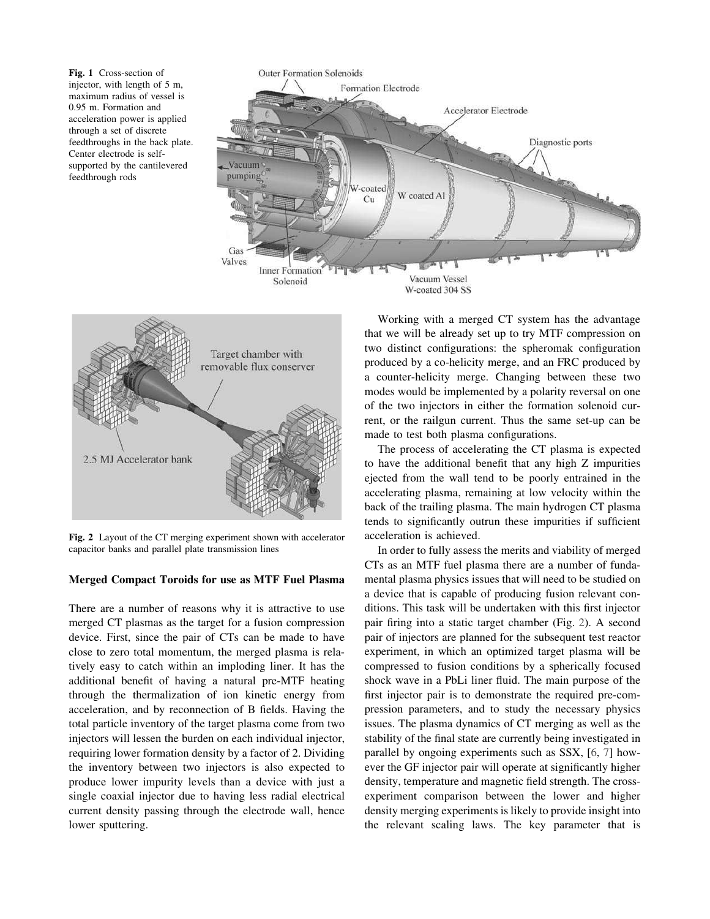**Fig. 1** Cross-section of injector, with length of 5 m, maximum radius of vessel is 0.95 m. Formation and acceleration power is applied through a set of discrete feedthroughs in the back plate. Center electrode is self-supported by the cantilevered feedthrough rods

Outer Formation Solenoids
Formation Electrode
Accelerator Electrode
Diagnostic ports
Vacuum pumping
W-coated Cu
W coated Al
Gas Valves
Inner Formation Solenoid
Vacuum Vessel W-coated 304 SS

Target chamber with removable flux conserver
2.5 MJ Accelerator bank

**Fig. 2** Layout of the CT merging experiment shown with accelerator capacitor banks and parallel plate transmission lines

### Merged Compact Toroids for use as MTF Fuel Plasma

There are a number of reasons why it is attractive to use merged CT plasmas as the target for a fusion compression device. First, since the pair of CTs can be made to have close to zero total momentum, the merged plasma is relatively easy to catch within an imploding liner. It has the additional benefit of having a natural pre-MTF heating through the thermalization of ion kinetic energy from acceleration, and by reconnection of B fields. Having the total particle inventory of the target plasma come from two injectors will lessen the burden on each individual injector, requiring lower formation density by a factor of 2. Dividing the inventory between two injectors is also expected to produce lower impurity levels than a device with just a single coaxial injector due to having less radial electrical current density passing through the electrode wall, hence lower sputtering.

Working with a merged CT system has the advantage that we will be already set up to try MTF compression on two distinct configurations: the spheromak configuration produced by a co-helicity merge, and an FRC produced by a counter-helicity merge. Changing between these two modes would be implemented by a polarity reversal on one of the two injectors in either the formation solenoid current, or the railgun current. Thus the same set-up can be made to test both plasma configurations.

The process of accelerating the CT plasma is expected to have the additional benefit that any high Z impurities ejected from the wall tend to be poorly entrained in the accelerating plasma, remaining at low velocity within the back of the trailing plasma. The main hydrogen CT plasma tends to significantly outrun these impurities if sufficient acceleration is achieved.

In order to fully assess the merits and viability of merged CTs as an MTF fuel plasma there are a number of fundamental plasma physics issues that will need to be studied on a device that is capable of producing fusion relevant conditions. This task will be undertaken with this first injector pair firing into a static target chamber (Fig. 2). A second pair of injectors are planned for the subsequent test reactor experiment, in which an optimized target plasma will be compressed to fusion conditions by a spherically focused shock wave in a PbLi liner fluid. The main purpose of the first injector pair is to demonstrate the required pre-compression parameters, and to study the necessary physics issues. The plasma dynamics of CT merging as well as the stability of the final state are currently being investigated in parallel by ongoing experiments such as SSX, [6, 7] however the GF injector pair will operate at significantly higher density, temperature and magnetic field strength. The cross-experiment comparison between the lower and higher density merging experiments is likely to provide insight into the relevant scaling laws. The key parameter that is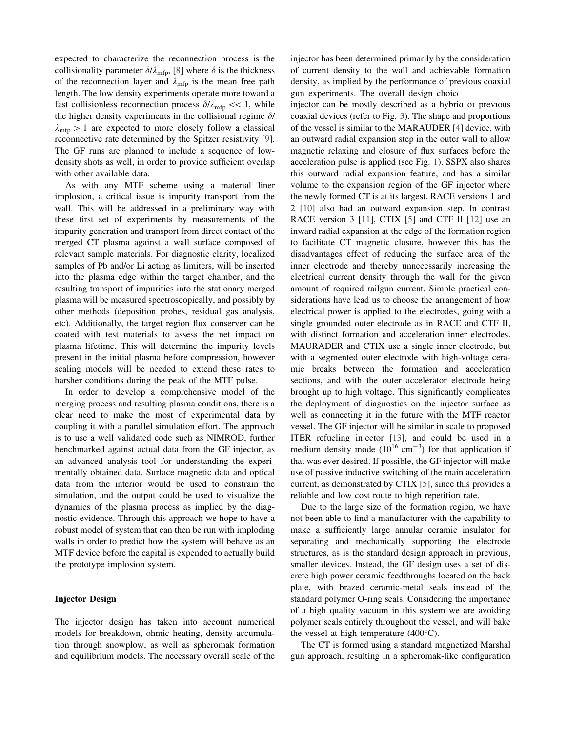expected to characterize the reconnection process is the collisionality parameter $\delta/\lambda_{\mathrm{mfp}}$, [8] where $\delta$ is the thickness of the reconnection layer and $\lambda_{\mathrm{mfp}}$ is the mean free path length. The low density experiments operate more toward a fast collisionless reconnection process $\delta/\lambda_{\mathrm{mfp}} << 1$, while the higher density experiments in the collisional regime $\delta/\lambda_{\mathrm{mfp}} > 1$ are expected to more closely follow a classical reconnective rate determined by the Spitzer resistivity [9]. The GF runs are planned to include a sequence of low-density shots as well, in order to provide sufficient overlap with other available data.

As with any MTF scheme using a material liner implosion, a critical issue is impurity transport from the wall. This will be addressed in a preliminary way with these first set of experiments by measurements of the impurity generation and transport from direct contact of the merged CT plasma against a wall surface composed of relevant sample materials. For diagnostic clarity, localized samples of Pb and/or Li acting as limiters, will be inserted into the plasma edge within the target chamber, and the resulting transport of impurities into the stationary merged plasma will be measured spectroscopically, and possibly by other methods (deposition probes, residual gas analysis, etc). Additionally, the target region flux conserver can be coated with test materials to assess the net impact on plasma lifetime. This will determine the impurity levels present in the initial plasma before compression, however scaling models will be needed to extend these rates to harsher conditions during the peak of the MTF pulse.

In order to develop a comprehensive model of the merging process and resulting plasma conditions, there is a clear need to make the most of experimental data by coupling it with a parallel simulation effort. The approach is to use a well validated code such as NIMROD, further benchmarked against actual data from the GF injector, as an advanced analysis tool for understanding the experimentally obtained data. Surface magnetic data and optical data from the interior would be used to constrain the simulation, and the output could be used to visualize the dynamics of the plasma process as implied by the diagnostic evidence. Through this approach we hope to have a robust model of system that can then be run with imploding walls in order to predict how the system will behave as an MTF device before the capital is expended to actually build the prototype implosion system.

## Injector Design

The injector design has taken into account numerical models for breakdown, ohmic heating, density accumulation through snowplow, as well as spheromak formation and equilibrium models. The necessary overall scale of the injector has been determined primarily by the consideration of current density to the wall and achievable formation density, as implied by the performance of previous coaxial gun experiments. The overall design choice injector can be mostly described as a hybrid of previous coaxial devices (refer to Fig. 3). The shape and proportions of the vessel is similar to the MARAUDER [4] device, with an outward radial expansion step in the outer wall to allow magnetic relaxing and closure of flux surfaces before the acceleration pulse is applied (see Fig. 1). SSPX also shares this outward radial expansion feature, and has a similar volume to the expansion region of the GF injector where the newly formed CT is at its largest. RACE versions 1 and 2 [10] also had an outward expansion step. In contrast RACE version 3 [11], CTIX [5] and CTF II [12] use an inward radial expansion at the edge of the formation region to facilitate CT magnetic closure, however this has the disadvantages effect of reducing the surface area of the inner electrode and thereby unnecessarily increasing the electrical current density through the wall for the given amount of required railgun current. Simple practical considerations have lead us to choose the arrangement of how electrical power is applied to the electrodes, going with a single grounded outer electrode as in RACE and CTF II, with distinct formation and acceleration inner electrodes. MAURADER and CTIX use a single inner electrode, but with a segmented outer electrode with high-voltage ceramic breaks between the formation and acceleration sections, and with the outer accelerator electrode being brought up to high voltage. This significantly complicates the deployment of diagnostics on the injector surface as well as connecting it in the future with the MTF reactor vessel. The GF injector will be similar in scale to proposed ITER refueling injector [13], and could be used in a medium density mode ($10^{16}$ cm$^{-3}$) for that application if that was ever desired. If possible, the GF injector will make use of passive inductive switching of the main acceleration current, as demonstrated by CTIX [5], since this provides a reliable and low cost route to high repetition rate.

Due to the large size of the formation region, we have not been able to find a manufacturer with the capability to make a sufficiently large annular ceramic insulator for separating and mechanically supporting the electrode structures, as is the standard design approach in previous, smaller devices. Instead, the GF design uses a set of discrete high power ceramic feedthroughs located on the back plate, with brazed ceramic-metal seals instead of the standard polymer O-ring seals. Considering the importance of a high quality vacuum in this system we are avoiding polymer seals entirely throughout the vessel, and will bake the vessel at high temperature (400°C).

The CT is formed using a standard magnetized Marshal gun approach, resulting in a spheromak-like configuration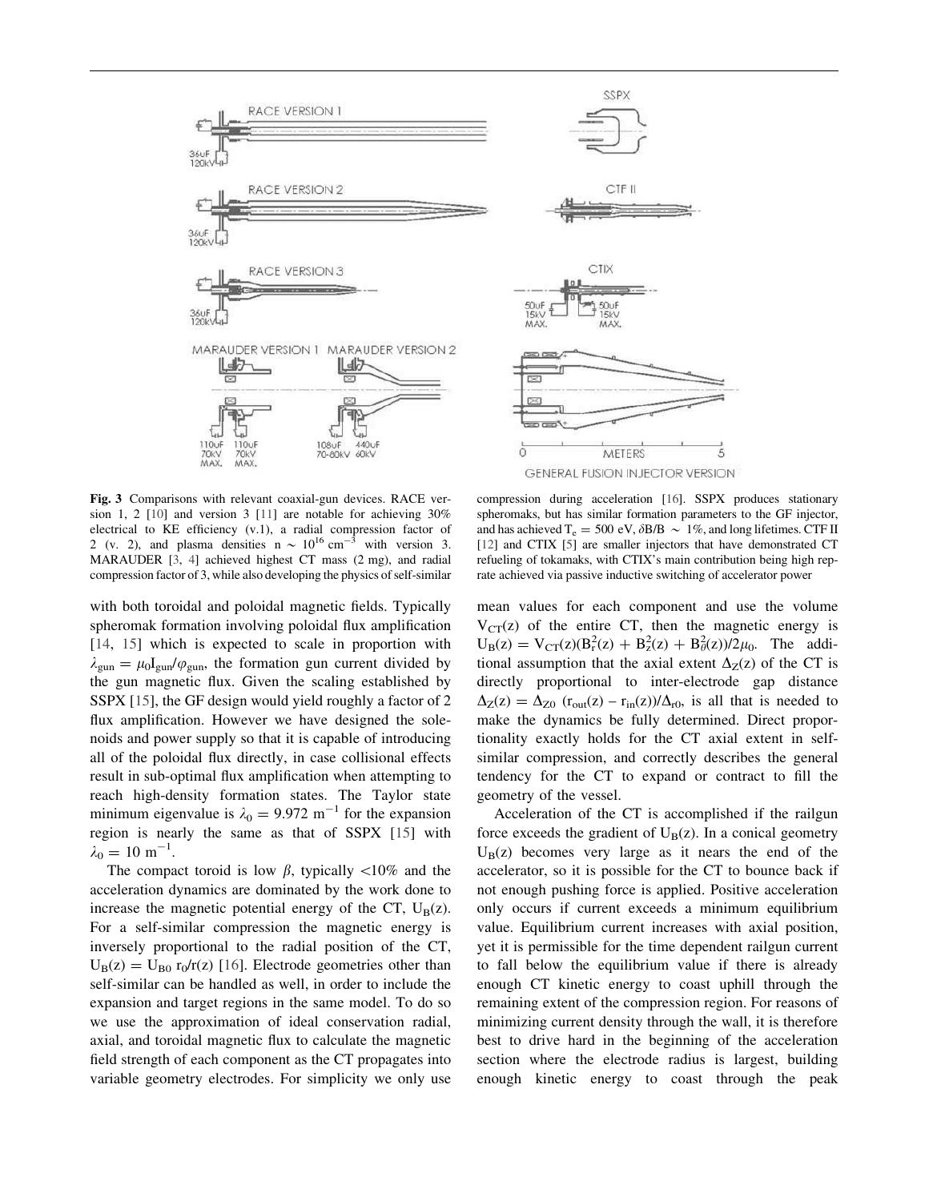**Fig. 3** Comparisons with relevant coaxial-gun devices. RACE version 1, 2 [10] and version 3 [11] are notable for achieving 30% electrical to KE efficiency (v.1), a radial compression factor of 2 (v. 2), and plasma densities $n \sim 10^{16}$ cm$^{-3}$ with version 3. MARAUDER [3, 4] achieved highest CT mass (2 mg), and radial compression factor of 3, while also developing the physics of self-similar compression during acceleration [16]. SSPX produces stationary spheromaks, but has similar formation parameters to the GF injector, and has achieved $T_e = 500$ eV, $\delta B/B \sim 1\%$, and long lifetimes. CTF II [12] and CTIX [5] are smaller injectors that have demonstrated CT refueling of tokamaks, with CTIX's main contribution being high rep-rate achieved via passive inductive switching of accelerator power

with both toroidal and poloidal magnetic fields. Typically spheromak formation involving poloidal flux amplification [14, 15] which is expected to scale in proportion with $\lambda_{gun} = \mu_0 I_{gun}/\varphi_{gun}$, the formation gun current divided by the gun magnetic flux. Given the scaling established by SSPX [15], the GF design would yield roughly a factor of 2 flux amplification. However we have designed the solenoids and power supply so that it is capable of introducing all of the poloidal flux directly, in case collisional effects result in sub-optimal flux amplification when attempting to reach high-density formation states. The Taylor state minimum eigenvalue is $\lambda_0 = 9.972$ m$^{-1}$ for the expansion region is nearly the same as that of SSPX [15] with $\lambda_0 = 10$ m$^{-1}$.

The compact toroid is low $\beta$, typically <10% and the acceleration dynamics are dominated by the work done to increase the magnetic potential energy of the CT, $U_B(z)$. For a self-similar compression the magnetic energy is inversely proportional to the radial position of the CT, $U_B(z) = U_{B0}\, r_0/r(z)$ [16]. Electrode geometries other than self-similar can be handled as well, in order to include the expansion and target regions in the same model. To do so we use the approximation of ideal conservation radial, axial, and toroidal magnetic flux to calculate the magnetic field strength of each component as the CT propagates into variable geometry electrodes. For simplicity we only use mean values for each component and use the volume $V_{CT}(z)$ of the entire CT, then the magnetic energy is $U_B(z) = V_{CT}(z)(B_r^2(z) + B_Z^2(z) + B_\theta^2(z))/2\mu_0$. The additional assumption that the axial extent $\Delta_Z(z)$ of the CT is directly proportional to inter-electrode gap distance $\Delta_Z(z) = \Delta_{Z0}\,(r_{out}(z) - r_{in}(z))/\Delta_{r0}$, is all that is needed to make the dynamics be fully determined. Direct proportionality exactly holds for the CT axial extent in self-similar compression, and correctly describes the general tendency for the CT to expand or contract to fill the geometry of the vessel.

Acceleration of the CT is accomplished if the railgun force exceeds the gradient of $U_B(z)$. In a conical geometry $U_B(z)$ becomes very large as it nears the end of the accelerator, so it is possible for the CT to bounce back if not enough pushing force is applied. Positive acceleration only occurs if current exceeds a minimum equilibrium value. Equilibrium current increases with axial position, yet it is permissible for the time dependent railgun current to fall below the equilibrium value if there is already enough CT kinetic energy to coast uphill through the remaining extent of the compression region. For reasons of minimizing current density through the wall, it is therefore best to drive hard in the beginning of the acceleration section where the electrode radius is largest, building enough kinetic energy to coast through the peak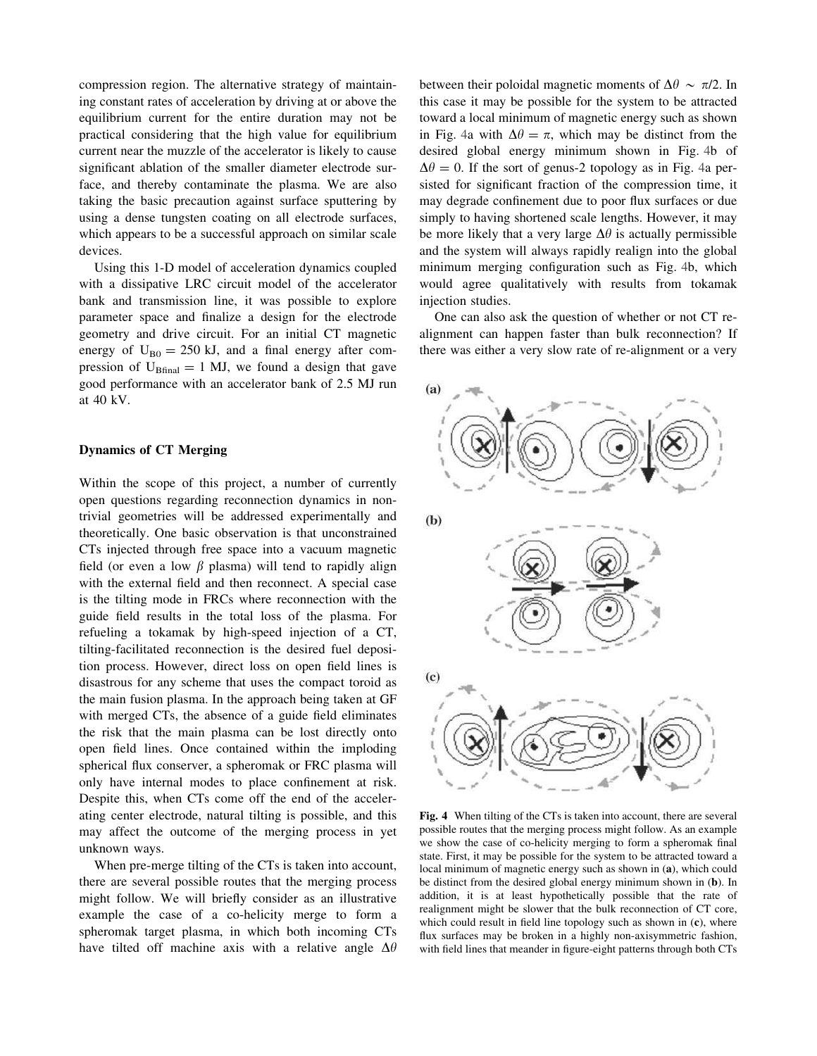compression region. The alternative strategy of maintaining constant rates of acceleration by driving at or above the equilibrium current for the entire duration may not be practical considering that the high value for equilibrium current near the muzzle of the accelerator is likely to cause significant ablation of the smaller diameter electrode surface, and thereby contaminate the plasma. We are also taking the basic precaution against surface sputtering by using a dense tungsten coating on all electrode surfaces, which appears to be a successful approach on similar scale devices.

Using this 1-D model of acceleration dynamics coupled with a dissipative LRC circuit model of the accelerator bank and transmission line, it was possible to explore parameter space and finalize a design for the electrode geometry and drive circuit. For an initial CT magnetic energy of $U_{B0} = 250$ kJ, and a final energy after compression of $U_{Bfinal} = 1$ MJ, we found a design that gave good performance with an accelerator bank of 2.5 MJ run at 40 kV.

## Dynamics of CT Merging

Within the scope of this project, a number of currently open questions regarding reconnection dynamics in nontrivial geometries will be addressed experimentally and theoretically. One basic observation is that unconstrained CTs injected through free space into a vacuum magnetic field (or even a low $\beta$ plasma) will tend to rapidly align with the external field and then reconnect. A special case is the tilting mode in FRCs where reconnection with the guide field results in the total loss of the plasma. For refueling a tokamak by high-speed injection of a CT, tilting-facilitated reconnection is the desired fuel deposition process. However, direct loss on open field lines is disastrous for any scheme that uses the compact toroid as the main fusion plasma. In the approach being taken at GF with merged CTs, the absence of a guide field eliminates the risk that the main plasma can be lost directly onto open field lines. Once contained within the imploding spherical flux conserver, a spheromak or FRC plasma will only have internal modes to place confinement at risk. Despite this, when CTs come off the end of the accelerating center electrode, natural tilting is possible, and this may affect the outcome of the merging process in yet unknown ways.

When pre-merge tilting of the CTs is taken into account, there are several possible routes that the merging process might follow. We will briefly consider as an illustrative example the case of a co-helicity merge to form a spheromak target plasma, in which both incoming CTs have tilted off machine axis with a relative angle $\Delta\theta$ between their poloidal magnetic moments of $\Delta\theta \sim \pi/2$. In this case it may be possible for the system to be attracted toward a local minimum of magnetic energy such as shown in Fig. 4a with $\Delta\theta = \pi$, which may be distinct from the desired global energy minimum shown in Fig. 4b of $\Delta\theta = 0$. If the sort of genus-2 topology as in Fig. 4a persisted for significant fraction of the compression time, it may degrade confinement due to poor flux surfaces or due simply to having shortened scale lengths. However, it may be more likely that a very large $\Delta\theta$ is actually permissible and the system will always rapidly realign into the global minimum merging configuration such as Fig. 4b, which would agree qualitatively with results from tokamak injection studies.

One can also ask the question of whether or not CT re-alignment can happen faster than bulk reconnection? If there was either a very slow rate of re-alignment or a very

**Fig. 4** When tilting of the CTs is taken into account, there are several possible routes that the merging process might follow. As an example we show the case of co-helicity merging to form a spheromak final state. First, it may be possible for the system to be attracted toward a local minimum of magnetic energy such as shown in (**a**), which could be distinct from the desired global energy minimum shown in (**b**). In addition, it is at least hypothetically possible that the rate of realignment might be slower that the bulk reconnection of CT core, which could result in field line topology such as shown in (**c**), where flux surfaces may be broken in a highly non-axisymmetric fashion, with field lines that meander in figure-eight patterns through both CTs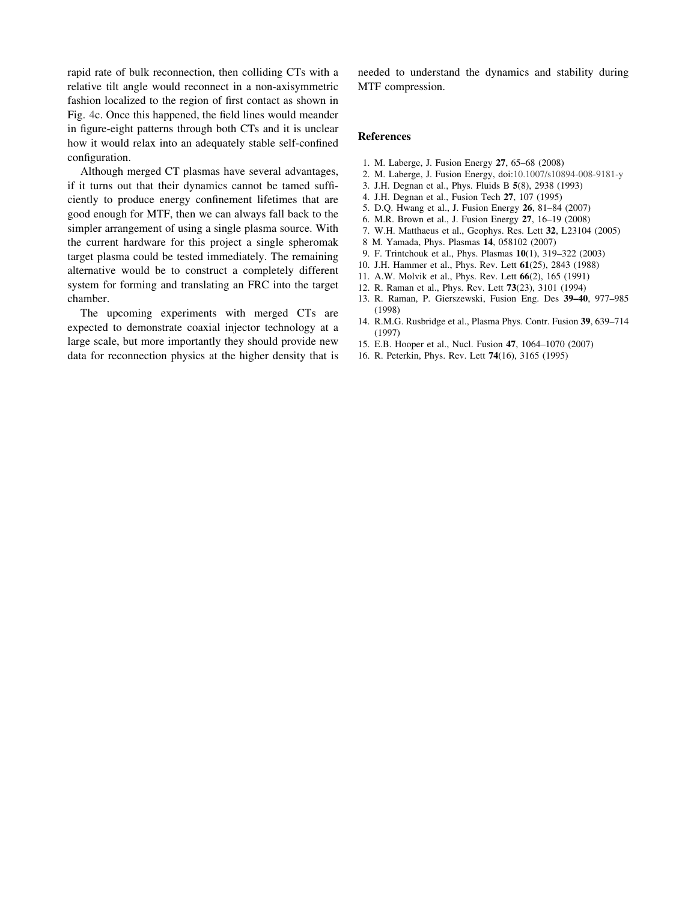rapid rate of bulk reconnection, then colliding CTs with a relative tilt angle would reconnect in a non-axisymmetric fashion localized to the region of first contact as shown in Fig. 4c. Once this happened, the field lines would meander in figure-eight patterns through both CTs and it is unclear how it would relax into an adequately stable self-confined configuration.

Although merged CT plasmas have several advantages, if it turns out that their dynamics cannot be tamed sufficiently to produce energy confinement lifetimes that are good enough for MTF, then we can always fall back to the simpler arrangement of using a single plasma source. With the current hardware for this project a single spheromak target plasma could be tested immediately. The remaining alternative would be to construct a completely different system for forming and translating an FRC into the target chamber.

The upcoming experiments with merged CTs are expected to demonstrate coaxial injector technology at a large scale, but more importantly they should provide new data for reconnection physics at the higher density that is needed to understand the dynamics and stability during MTF compression.

## References

1. M. Laberge, J. Fusion Energy **27**, 65–68 (2008)
2. M. Laberge, J. Fusion Energy, doi:10.1007/s10894-008-9181-y
3. J.H. Degnan et al., Phys. Fluids B **5**(8), 2938 (1993)
4. J.H. Degnan et al., Fusion Tech **27**, 107 (1995)
5. D.Q. Hwang et al., J. Fusion Energy **26**, 81–84 (2007)
6. M.R. Brown et al., J. Fusion Energy **27**, 16–19 (2008)
7. W.H. Matthaeus et al., Geophys. Res. Lett **32**, L23104 (2005)
8. M. Yamada, Phys. Plasmas **14**, 058102 (2007)
9. F. Trintchouk et al., Phys. Plasmas **10**(1), 319–322 (2003)
10. J.H. Hammer et al., Phys. Rev. Lett **61**(25), 2843 (1988)
11. A.W. Molvik et al., Phys. Rev. Lett **66**(2), 165 (1991)
12. R. Raman et al., Phys. Rev. Lett **73**(23), 3101 (1994)
13. R. Raman, P. Gierszewski, Fusion Eng. Des **39–40**, 977–985 (1998)
14. R.M.G. Rusbridge et al., Plasma Phys. Contr. Fusion **39**, 639–714 (1997)
15. E.B. Hooper et al., Nucl. Fusion **47**, 1064–1070 (2007)
16. R. Peterkin, Phys. Rev. Lett **74**(16), 3165 (1995)